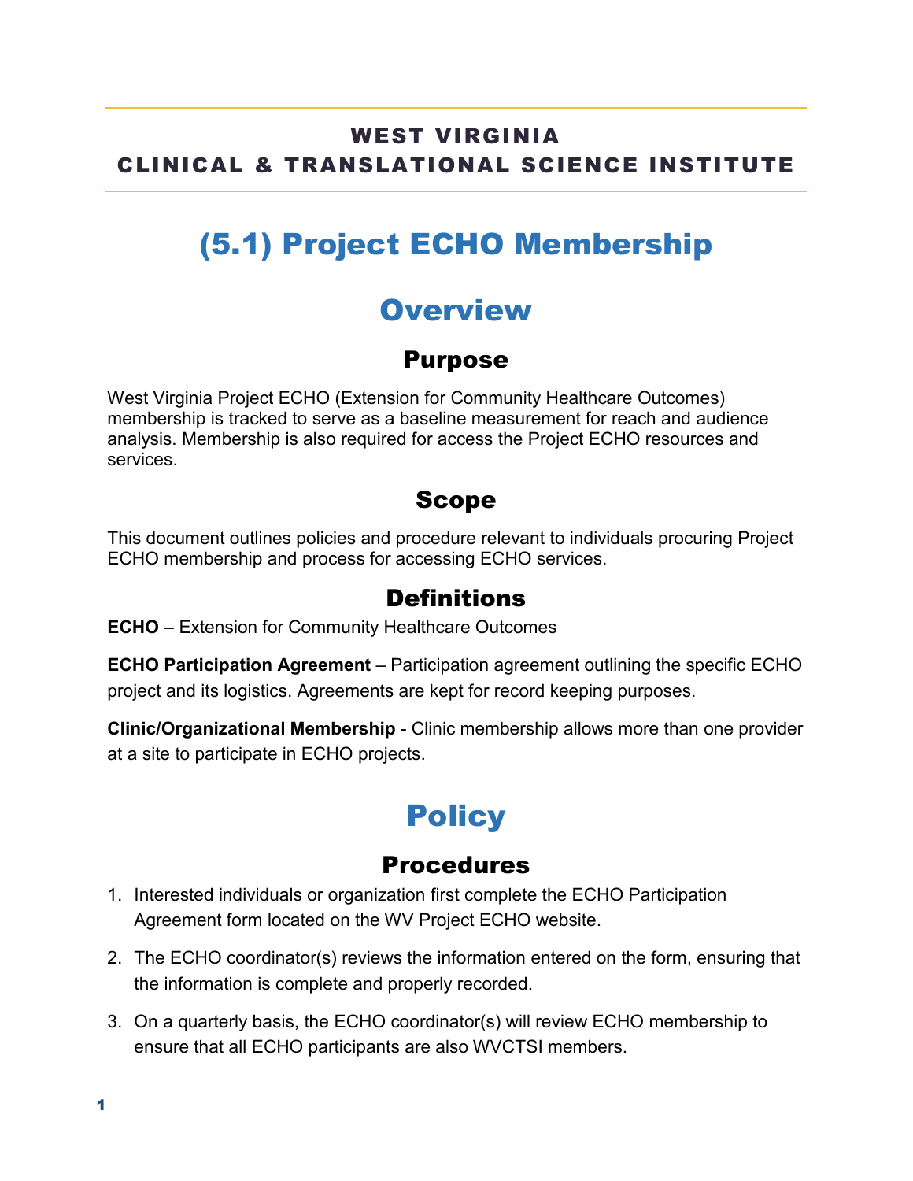**WEST VIRGINIA**
**CLINICAL & TRANSLATIONAL SCIENCE INSTITUTE**

# (5.1) Project ECHO Membership

## Overview

### Purpose

West Virginia Project ECHO (Extension for Community Healthcare Outcomes) membership is tracked to serve as a baseline measurement for reach and audience analysis. Membership is also required for access the Project ECHO resources and services.

### Scope

This document outlines policies and procedure relevant to individuals procuring Project ECHO membership and process for accessing ECHO services.

### Definitions

**ECHO** – Extension for Community Healthcare Outcomes

**ECHO Participation Agreement** – Participation agreement outlining the specific ECHO project and its logistics. Agreements are kept for record keeping purposes.

**Clinic/Organizational Membership** - Clinic membership allows more than one provider at a site to participate in ECHO projects.

## Policy

### Procedures

1. Interested individuals or organization first complete the ECHO Participation Agreement form located on the WV Project ECHO website.
2. The ECHO coordinator(s) reviews the information entered on the form, ensuring that the information is complete and properly recorded.
3. On a quarterly basis, the ECHO coordinator(s) will review ECHO membership to ensure that all ECHO participants are also WVCTSI members.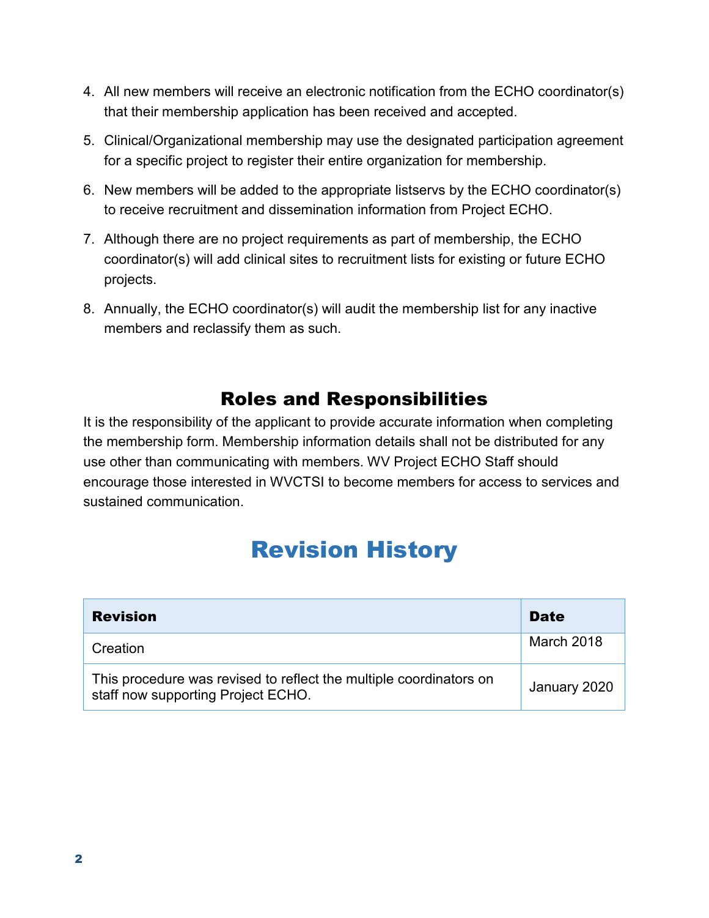4. All new members will receive an electronic notification from the ECHO coordinator(s) that their membership application has been received and accepted.
5. Clinical/Organizational membership may use the designated participation agreement for a specific project to register their entire organization for membership.
6. New members will be added to the appropriate listservs by the ECHO coordinator(s) to receive recruitment and dissemination information from Project ECHO.
7. Although there are no project requirements as part of membership, the ECHO coordinator(s) will add clinical sites to recruitment lists for existing or future ECHO projects.
8. Annually, the ECHO coordinator(s) will audit the membership list for any inactive members and reclassify them as such.

## Roles and Responsibilities

It is the responsibility of the applicant to provide accurate information when completing the membership form. Membership information details shall not be distributed for any use other than communicating with members. WV Project ECHO Staff should encourage those interested in WVCTSI to become members for access to services and sustained communication.

# Revision History

| Revision | Date |
| --- | --- |
| Creation | March 2018 |
| This procedure was revised to reflect the multiple coordinators on staff now supporting Project ECHO. | January 2020 |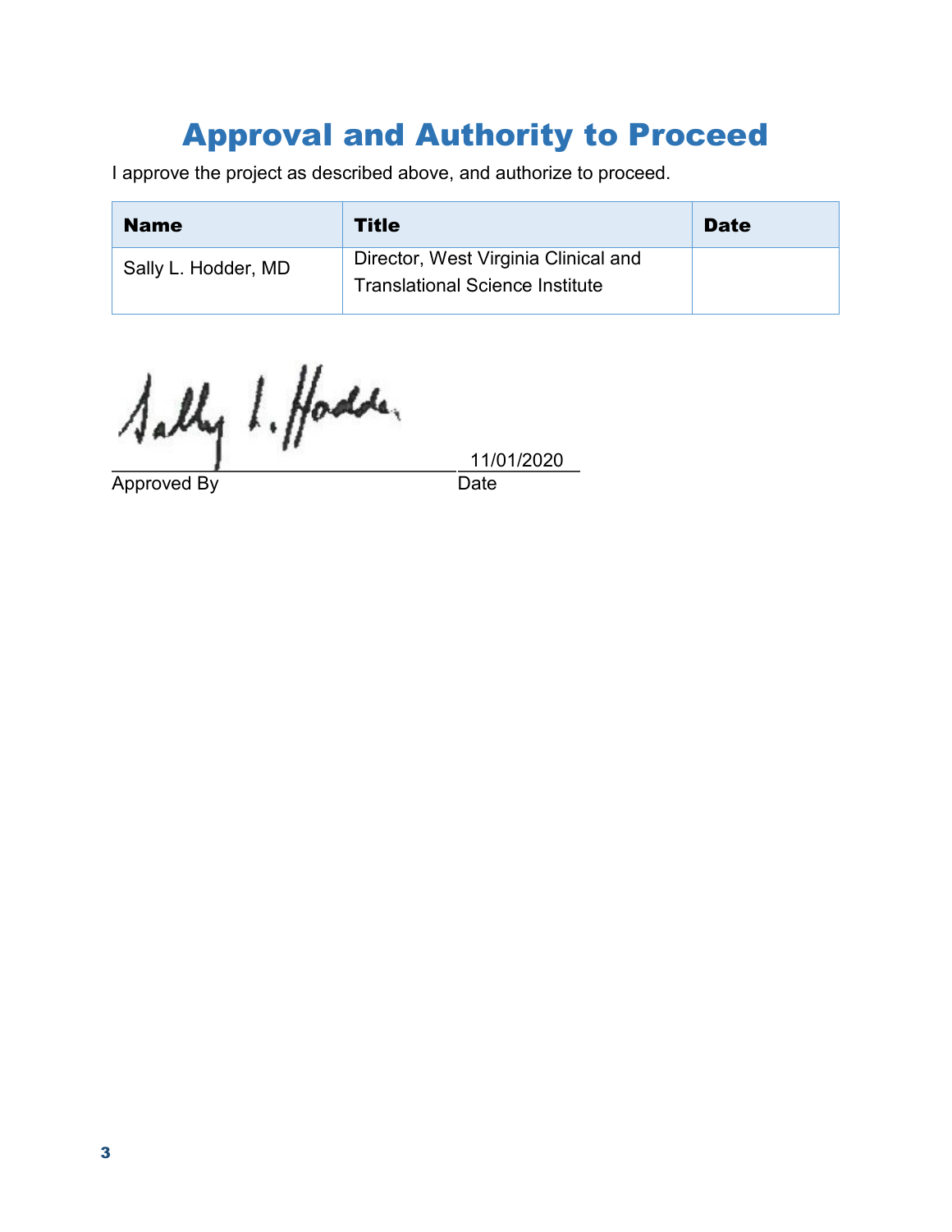# Approval and Authority to Proceed

I approve the project as described above, and authorize to proceed.

| Name | Title | Date |
| --- | --- | --- |
| Sally L. Hodder, MD | Director, West Virginia Clinical and Translational Science Institute | |

Approved By &nbsp;&nbsp;&nbsp;&nbsp;&nbsp;&nbsp;&nbsp;&nbsp;&nbsp;&nbsp;&nbsp;&nbsp;&nbsp;&nbsp;&nbsp;&nbsp;&nbsp;&nbsp;&nbsp;&nbsp;&nbsp;&nbsp;&nbsp;&nbsp;&nbsp;&nbsp;&nbsp;&nbsp; 11/01/2020
Date